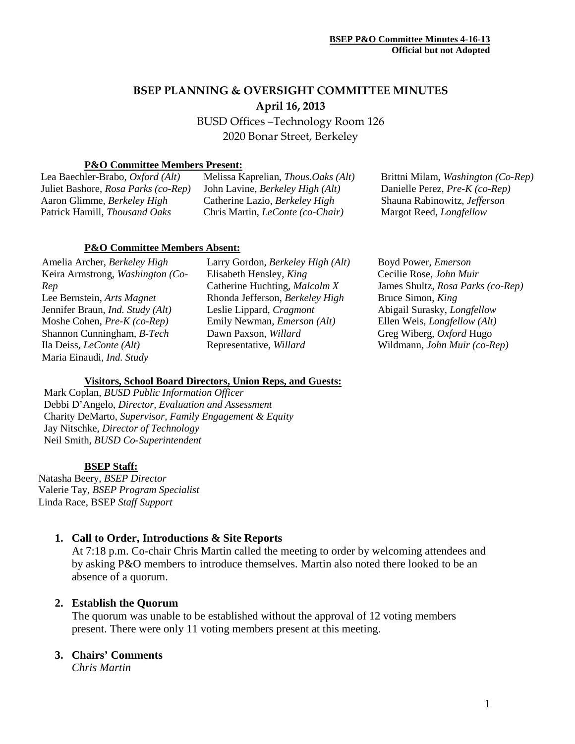**BSEP P&O Committee Minutes 4-16-13**
**Official but not Adopted**

# BSEP PLANNING & OVERSIGHT COMMITTEE MINUTES

**April 16, 2013**

BUSD Offices –Technology Room 126
2020 Bonar Street, Berkeley

**P&O Committee Members Present:**

Lea Baechler-Brabo, *Oxford (Alt)*
Juliet Bashore, *Rosa Parks (co-Rep)*
Aaron Glimme, *Berkeley High*
Patrick Hamill, *Thousand Oaks*
Melissa Kaprelian, *Thous.Oaks (Alt)*
John Lavine, *Berkeley High (Alt)*
Catherine Lazio, *Berkeley High*
Chris Martin, *LeConte (co-Chair)*
Brittni Milam, *Washington (Co-Rep)*
Danielle Perez, *Pre-K (co-Rep)*
Shauna Rabinowitz, *Jefferson*
Margot Reed, *Longfellow*

**P&O Committee Members Absent:**

Amelia Archer, *Berkeley High*
Keira Armstrong, *Washington (Co-Rep*
Lee Bernstein, *Arts Magnet*
Jennifer Braun, *Ind. Study (Alt)*
Moshe Cohen, *Pre-K (co-Rep)*
Shannon Cunningham, *B-Tech*
Ila Deiss, *LeConte (Alt)*
Maria Einaudi, *Ind. Study*
Larry Gordon, *Berkeley High (Alt)*
Elisabeth Hensley, *King*
Catherine Huchting, *Malcolm X*
Rhonda Jefferson, *Berkeley High*
Leslie Lippard, *Cragmont*
Emily Newman, *Emerson (Alt)*
Dawn Paxson, *Willard*
Representative, *Willard*
Boyd Power, *Emerson*
Cecilie Rose, *John Muir*
James Shultz, *Rosa Parks (co-Rep)*
Bruce Simon, *King*
Abigail Surasky, *Longfellow*
Ellen Weis, *Longfellow (Alt)*
Greg Wiberg, *Oxford* Hugo
Wildmann, *John Muir (co-Rep)*

**Visitors, School Board Directors, Union Reps, and Guests:**

Mark Coplan, *BUSD Public Information Officer*
Debbi D'Angelo, *Director, Evaluation and Assessment*
Charity DeMarto, *Supervisor, Family Engagement & Equity*
Jay Nitschke, *Director of Technology*
Neil Smith, *BUSD Co-Superintendent*

**BSEP Staff:**

Natasha Beery, *BSEP Director*
Valerie Tay, *BSEP Program Specialist*
Linda Race, BSEP *Staff Support*

1. **Call to Order, Introductions & Site Reports**
   At 7:18 p.m. Co-chair Chris Martin called the meeting to order by welcoming attendees and by asking P&O members to introduce themselves. Martin also noted there looked to be an absence of a quorum.

2. **Establish the Quorum**
   The quorum was unable to be established without the approval of 12 voting members present. There were only 11 voting members present at this meeting.

3. **Chairs' Comments**
   *Chris Martin*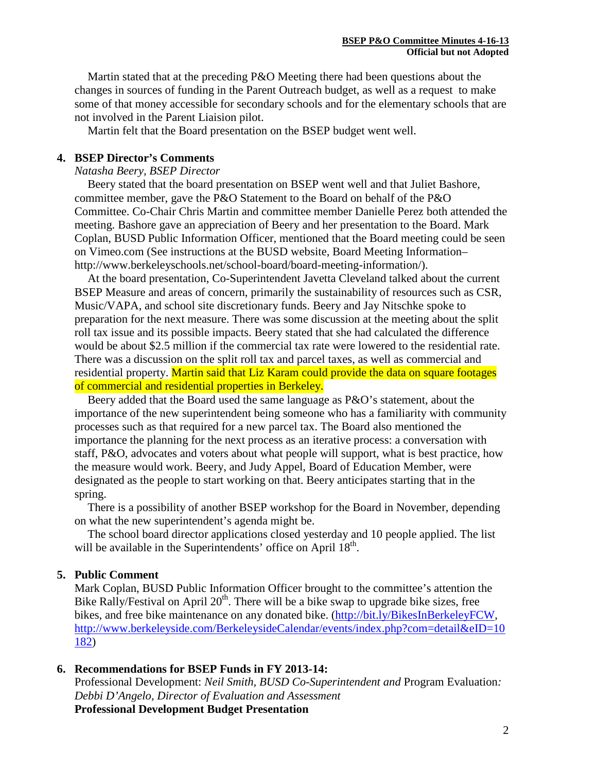Martin stated that at the preceding P&O Meeting there had been questions about the changes in sources of funding in the Parent Outreach budget, as well as a request to make some of that money accessible for secondary schools and for the elementary schools that are not involved in the Parent Liaision pilot.

Martin felt that the Board presentation on the BSEP budget went well.

4. **BSEP Director's Comments**

*Natasha Beery, BSEP Director*

Beery stated that the board presentation on BSEP went well and that Juliet Bashore, committee member, gave the P&O Statement to the Board on behalf of the P&O Committee. Co-Chair Chris Martin and committee member Danielle Perez both attended the meeting. Bashore gave an appreciation of Beery and her presentation to the Board. Mark Coplan, BUSD Public Information Officer, mentioned that the Board meeting could be seen on Vimeo.com (See instructions at the BUSD website, Board Meeting Information– http://www.berkeleyschools.net/school-board/board-meeting-information/).

At the board presentation, Co-Superintendent Javetta Cleveland talked about the current BSEP Measure and areas of concern, primarily the sustainability of resources such as CSR, Music/VAPA, and school site discretionary funds. Beery and Jay Nitschke spoke to preparation for the next measure. There was some discussion at the meeting about the split roll tax issue and its possible impacts. Beery stated that she had calculated the difference would be about $2.5 million if the commercial tax rate were lowered to the residential rate. There was a discussion on the split roll tax and parcel taxes, as well as commercial and residential property. Martin said that Liz Karam could provide the data on square footages of commercial and residential properties in Berkeley.

Beery added that the Board used the same language as P&O's statement, about the importance of the new superintendent being someone who has a familiarity with community processes such as that required for a new parcel tax. The Board also mentioned the importance the planning for the next process as an iterative process: a conversation with staff, P&O, advocates and voters about what people will support, what is best practice, how the measure would work. Beery, and Judy Appel, Board of Education Member, were designated as the people to start working on that. Beery anticipates starting that in the spring.

There is a possibility of another BSEP workshop for the Board in November, depending on what the new superintendent's agenda might be.

The school board director applications closed yesterday and 10 people applied. The list will be available in the Superintendents' office on April 18th.

5. **Public Comment**

Mark Coplan, BUSD Public Information Officer brought to the committee's attention the Bike Rally/Festival on April 20th. There will be a bike swap to upgrade bike sizes, free bikes, and free bike maintenance on any donated bike. (http://bit.ly/BikesInBerkeleyFCW, http://www.berkeleyside.com/BerkeleysideCalendar/events/index.php?com=detail&eID=10182)

6. **Recommendations for BSEP Funds in FY 2013-14:**

Professional Development: *Neil Smith, BUSD Co-Superintendent and* Program Evaluation*: Debbi D'Angelo, Director of Evaluation and Assessment*

**Professional Development Budget Presentation**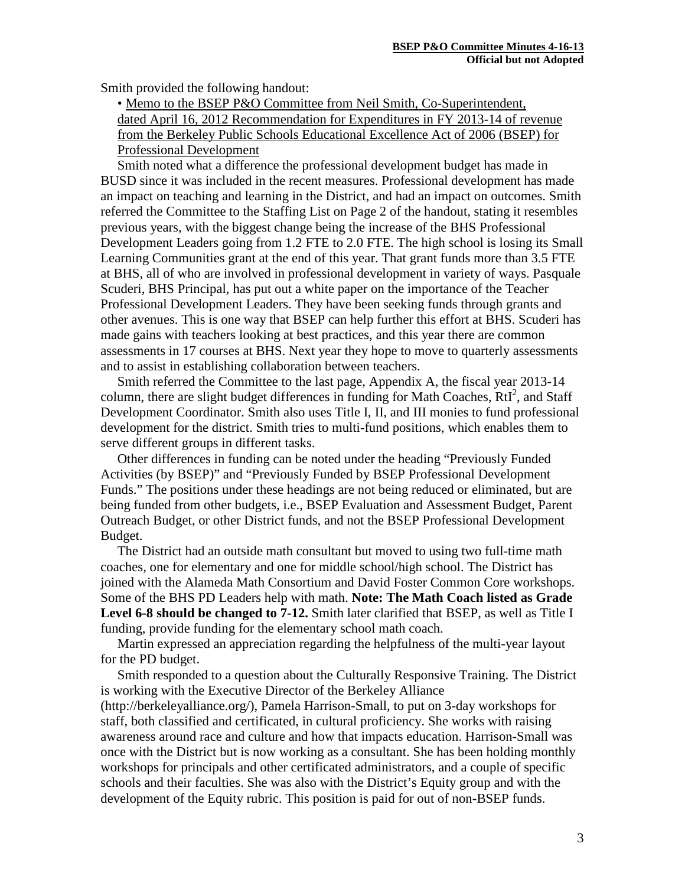Smith provided the following handout:

- Memo to the BSEP P&O Committee from Neil Smith, Co-Superintendent, dated April 16, 2012 Recommendation for Expenditures in FY 2013-14 of revenue from the Berkeley Public Schools Educational Excellence Act of 2006 (BSEP) for Professional Development

Smith noted what a difference the professional development budget has made in BUSD since it was included in the recent measures. Professional development has made an impact on teaching and learning in the District, and had an impact on outcomes. Smith referred the Committee to the Staffing List on Page 2 of the handout, stating it resembles previous years, with the biggest change being the increase of the BHS Professional Development Leaders going from 1.2 FTE to 2.0 FTE. The high school is losing its Small Learning Communities grant at the end of this year. That grant funds more than 3.5 FTE at BHS, all of who are involved in professional development in variety of ways. Pasquale Scuderi, BHS Principal, has put out a white paper on the importance of the Teacher Professional Development Leaders. They have been seeking funds through grants and other avenues. This is one way that BSEP can help further this effort at BHS. Scuderi has made gains with teachers looking at best practices, and this year there are common assessments in 17 courses at BHS. Next year they hope to move to quarterly assessments and to assist in establishing collaboration between teachers.

Smith referred the Committee to the last page, Appendix A, the fiscal year 2013-14 column, there are slight budget differences in funding for Math Coaches, $RtI^2$, and Staff Development Coordinator. Smith also uses Title I, II, and III monies to fund professional development for the district. Smith tries to multi-fund positions, which enables them to serve different groups in different tasks.

Other differences in funding can be noted under the heading "Previously Funded Activities (by BSEP)" and "Previously Funded by BSEP Professional Development Funds." The positions under these headings are not being reduced or eliminated, but are being funded from other budgets, i.e., BSEP Evaluation and Assessment Budget, Parent Outreach Budget, or other District funds, and not the BSEP Professional Development Budget.

The District had an outside math consultant but moved to using two full-time math coaches, one for elementary and one for middle school/high school. The District has joined with the Alameda Math Consortium and David Foster Common Core workshops. Some of the BHS PD Leaders help with math. **Note: The Math Coach listed as Grade Level 6-8 should be changed to 7-12.** Smith later clarified that BSEP, as well as Title I funding, provide funding for the elementary school math coach.

Martin expressed an appreciation regarding the helpfulness of the multi-year layout for the PD budget.

Smith responded to a question about the Culturally Responsive Training. The District is working with the Executive Director of the Berkeley Alliance (http://berkeleyalliance.org/), Pamela Harrison-Small, to put on 3-day workshops for staff, both classified and certificated, in cultural proficiency. She works with raising awareness around race and culture and how that impacts education. Harrison-Small was once with the District but is now working as a consultant. She has been holding monthly workshops for principals and other certificated administrators, and a couple of specific schools and their faculties. She was also with the District's Equity group and with the development of the Equity rubric. This position is paid for out of non-BSEP funds.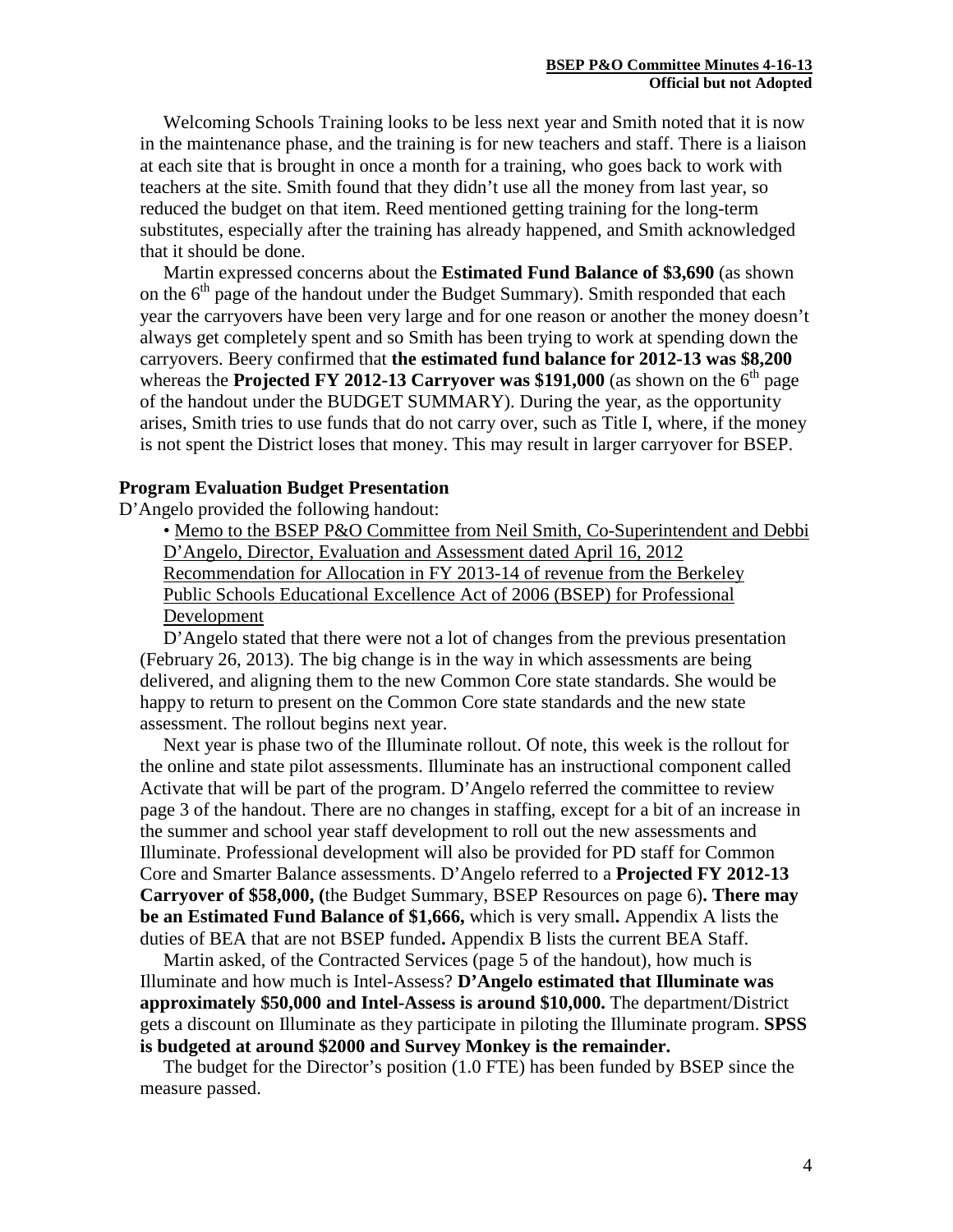Welcoming Schools Training looks to be less next year and Smith noted that it is now in the maintenance phase, and the training is for new teachers and staff. There is a liaison at each site that is brought in once a month for a training, who goes back to work with teachers at the site. Smith found that they didn't use all the money from last year, so reduced the budget on that item. Reed mentioned getting training for the long-term substitutes, especially after the training has already happened, and Smith acknowledged that it should be done.

Martin expressed concerns about the **Estimated Fund Balance of $3,690** (as shown on the 6th page of the handout under the Budget Summary). Smith responded that each year the carryovers have been very large and for one reason or another the money doesn't always get completely spent and so Smith has been trying to work at spending down the carryovers. Beery confirmed that **the estimated fund balance for 2012-13 was $8,200** whereas the **Projected FY 2012-13 Carryover was $191,000** (as shown on the 6th page of the handout under the BUDGET SUMMARY). During the year, as the opportunity arises, Smith tries to use funds that do not carry over, such as Title I, where, if the money is not spent the District loses that money. This may result in larger carryover for BSEP.

**Program Evaluation Budget Presentation**

D'Angelo provided the following handout:

- Memo to the BSEP P&O Committee from Neil Smith, Co-Superintendent and Debbi D'Angelo, Director, Evaluation and Assessment dated April 16, 2012 Recommendation for Allocation in FY 2013-14 of revenue from the Berkeley Public Schools Educational Excellence Act of 2006 (BSEP) for Professional Development

D'Angelo stated that there were not a lot of changes from the previous presentation (February 26, 2013). The big change is in the way in which assessments are being delivered, and aligning them to the new Common Core state standards. She would be happy to return to present on the Common Core state standards and the new state assessment. The rollout begins next year.

Next year is phase two of the Illuminate rollout. Of note, this week is the rollout for the online and state pilot assessments. Illuminate has an instructional component called Activate that will be part of the program. D'Angelo referred the committee to review page 3 of the handout. There are no changes in staffing, except for a bit of an increase in the summer and school year staff development to roll out the new assessments and Illuminate. Professional development will also be provided for PD staff for Common Core and Smarter Balance assessments. D'Angelo referred to a **Projected FY 2012-13 Carryover of $58,000, (**the Budget Summary, BSEP Resources on page 6)**. There may be an Estimated Fund Balance of $1,666,** which is very small**.** Appendix A lists the duties of BEA that are not BSEP funded**.** Appendix B lists the current BEA Staff.

Martin asked, of the Contracted Services (page 5 of the handout), how much is Illuminate and how much is Intel-Assess? **D'Angelo estimated that Illuminate was approximately $50,000 and Intel-Assess is around $10,000.** The department/District gets a discount on Illuminate as they participate in piloting the Illuminate program. **SPSS is budgeted at around $2000 and Survey Monkey is the remainder.**

The budget for the Director's position (1.0 FTE) has been funded by BSEP since the measure passed.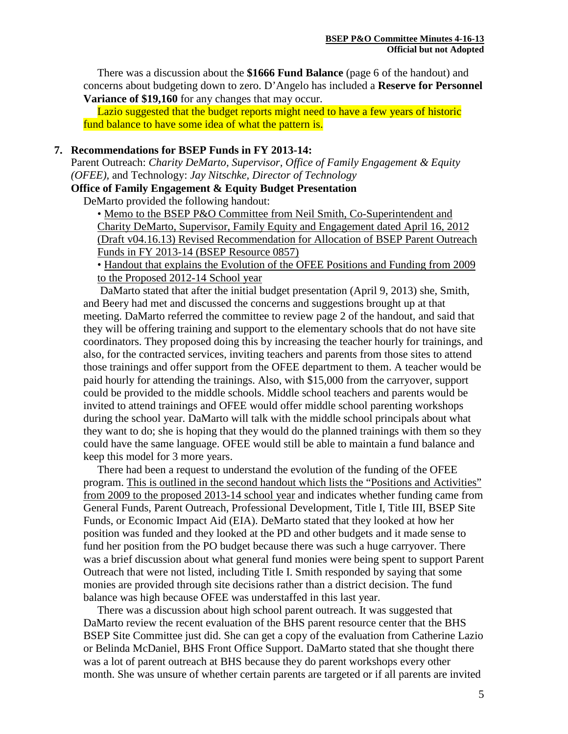There was a discussion about the **$1666 Fund Balance** (page 6 of the handout) and concerns about budgeting down to zero. D'Angelo has included a **Reserve for Personnel Variance of $19,160** for any changes that may occur.

Lazio suggested that the budget reports might need to have a few years of historic fund balance to have some idea of what the pattern is.

**7. Recommendations for BSEP Funds in FY 2013-14:**

Parent Outreach: *Charity DeMarto, Supervisor, Office of Family Engagement & Equity (OFEE)*, and Technology: *Jay Nitschke, Director of Technology*

**Office of Family Engagement & Equity Budget Presentation**

DeMarto provided the following handout:

- Memo to the BSEP P&O Committee from Neil Smith, Co-Superintendent and Charity DeMarto, Supervisor, Family Equity and Engagement dated April 16, 2012 (Draft v04.16.13) Revised Recommendation for Allocation of BSEP Parent Outreach Funds in FY 2013-14 (BSEP Resource 0857)
- Handout that explains the Evolution of the OFEE Positions and Funding from 2009 to the Proposed 2012-14 School year

DaMarto stated that after the initial budget presentation (April 9, 2013) she, Smith, and Beery had met and discussed the concerns and suggestions brought up at that meeting. DaMarto referred the committee to review page 2 of the handout, and said that they will be offering training and support to the elementary schools that do not have site coordinators. They proposed doing this by increasing the teacher hourly for trainings, and also, for the contracted services, inviting teachers and parents from those sites to attend those trainings and offer support from the OFEE department to them. A teacher would be paid hourly for attending the trainings. Also, with $15,000 from the carryover, support could be provided to the middle schools. Middle school teachers and parents would be invited to attend trainings and OFEE would offer middle school parenting workshops during the school year. DaMarto will talk with the middle school principals about what they want to do; she is hoping that they would do the planned trainings with them so they could have the same language. OFEE would still be able to maintain a fund balance and keep this model for 3 more years.

There had been a request to understand the evolution of the funding of the OFEE program. This is outlined in the second handout which lists the "Positions and Activities" from 2009 to the proposed 2013-14 school year and indicates whether funding came from General Funds, Parent Outreach, Professional Development, Title I, Title III, BSEP Site Funds, or Economic Impact Aid (EIA). DeMarto stated that they looked at how her position was funded and they looked at the PD and other budgets and it made sense to fund her position from the PO budget because there was such a huge carryover. There was a brief discussion about what general fund monies were being spent to support Parent Outreach that were not listed, including Title I. Smith responded by saying that some monies are provided through site decisions rather than a district decision. The fund balance was high because OFEE was understaffed in this last year.

There was a discussion about high school parent outreach. It was suggested that DaMarto review the recent evaluation of the BHS parent resource center that the BHS BSEP Site Committee just did. She can get a copy of the evaluation from Catherine Lazio or Belinda McDaniel, BHS Front Office Support. DaMarto stated that she thought there was a lot of parent outreach at BHS because they do parent workshops every other month. She was unsure of whether certain parents are targeted or if all parents are invited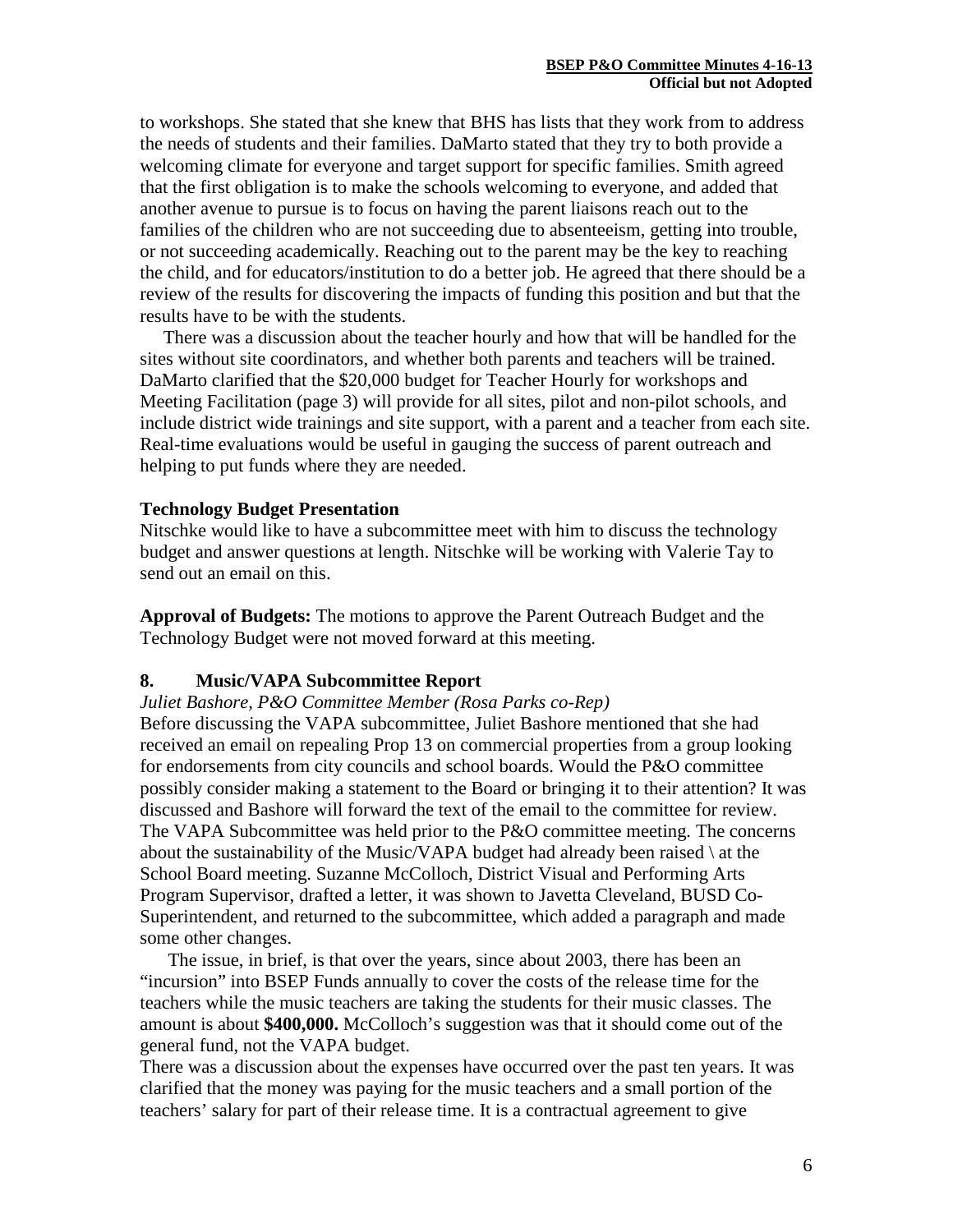to workshops. She stated that she knew that BHS has lists that they work from to address the needs of students and their families. DaMarto stated that they try to both provide a welcoming climate for everyone and target support for specific families. Smith agreed that the first obligation is to make the schools welcoming to everyone, and added that another avenue to pursue is to focus on having the parent liaisons reach out to the families of the children who are not succeeding due to absenteeism, getting into trouble, or not succeeding academically. Reaching out to the parent may be the key to reaching the child, and for educators/institution to do a better job. He agreed that there should be a review of the results for discovering the impacts of funding this position and but that the results have to be with the students.

There was a discussion about the teacher hourly and how that will be handled for the sites without site coordinators, and whether both parents and teachers will be trained. DaMarto clarified that the $20,000 budget for Teacher Hourly for workshops and Meeting Facilitation (page 3) will provide for all sites, pilot and non-pilot schools, and include district wide trainings and site support, with a parent and a teacher from each site. Real-time evaluations would be useful in gauging the success of parent outreach and helping to put funds where they are needed.

**Technology Budget Presentation**

Nitschke would like to have a subcommittee meet with him to discuss the technology budget and answer questions at length. Nitschke will be working with Valerie Tay to send out an email on this.

**Approval of Budgets:** The motions to approve the Parent Outreach Budget and the Technology Budget were not moved forward at this meeting.

## 8. Music/VAPA Subcommittee Report

*Juliet Bashore, P&O Committee Member (Rosa Parks co-Rep)*

Before discussing the VAPA subcommittee, Juliet Bashore mentioned that she had received an email on repealing Prop 13 on commercial properties from a group looking for endorsements from city councils and school boards. Would the P&O committee possibly consider making a statement to the Board or bringing it to their attention? It was discussed and Bashore will forward the text of the email to the committee for review. The VAPA Subcommittee was held prior to the P&O committee meeting. The concerns about the sustainability of the Music/VAPA budget had already been raised \ at the School Board meeting. Suzanne McColloch, District Visual and Performing Arts Program Supervisor, drafted a letter, it was shown to Javetta Cleveland, BUSD Co-Superintendent, and returned to the subcommittee, which added a paragraph and made some other changes.

The issue, in brief, is that over the years, since about 2003, there has been an "incursion" into BSEP Funds annually to cover the costs of the release time for the teachers while the music teachers are taking the students for their music classes. The amount is about **$400,000.** McColloch's suggestion was that it should come out of the general fund, not the VAPA budget.

There was a discussion about the expenses have occurred over the past ten years. It was clarified that the money was paying for the music teachers and a small portion of the teachers' salary for part of their release time. It is a contractual agreement to give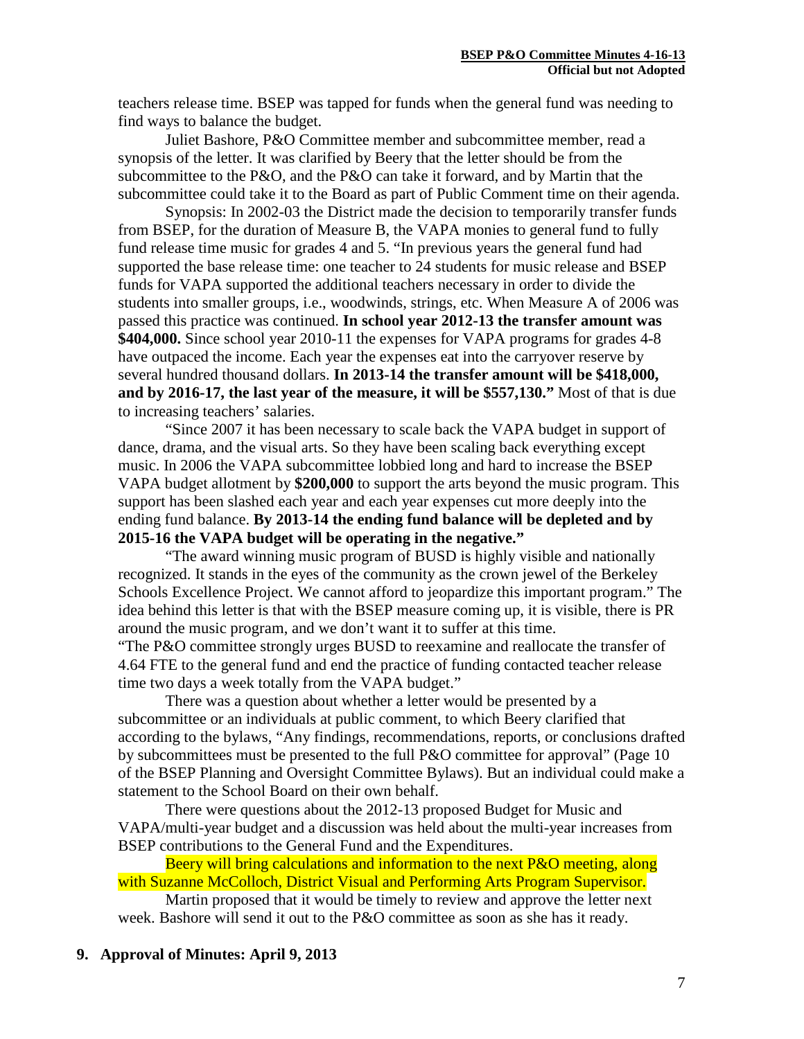teachers release time. BSEP was tapped for funds when the general fund was needing to find ways to balance the budget.

Juliet Bashore, P&O Committee member and subcommittee member, read a synopsis of the letter. It was clarified by Beery that the letter should be from the subcommittee to the P&O, and the P&O can take it forward, and by Martin that the subcommittee could take it to the Board as part of Public Comment time on their agenda.

Synopsis: In 2002-03 the District made the decision to temporarily transfer funds from BSEP, for the duration of Measure B, the VAPA monies to general fund to fully fund release time music for grades 4 and 5. "In previous years the general fund had supported the base release time: one teacher to 24 students for music release and BSEP funds for VAPA supported the additional teachers necessary in order to divide the students into smaller groups, i.e., woodwinds, strings, etc. When Measure A of 2006 was passed this practice was continued. **In school year 2012-13 the transfer amount was $404,000.** Since school year 2010-11 the expenses for VAPA programs for grades 4-8 have outpaced the income. Each year the expenses eat into the carryover reserve by several hundred thousand dollars. **In 2013-14 the transfer amount will be $418,000, and by 2016-17, the last year of the measure, it will be $557,130."** Most of that is due to increasing teachers' salaries.

"Since 2007 it has been necessary to scale back the VAPA budget in support of dance, drama, and the visual arts. So they have been scaling back everything except music. In 2006 the VAPA subcommittee lobbied long and hard to increase the BSEP VAPA budget allotment by **$200,000** to support the arts beyond the music program. This support has been slashed each year and each year expenses cut more deeply into the ending fund balance. **By 2013-14 the ending fund balance will be depleted and by 2015-16 the VAPA budget will be operating in the negative."**

"The award winning music program of BUSD is highly visible and nationally recognized. It stands in the eyes of the community as the crown jewel of the Berkeley Schools Excellence Project. We cannot afford to jeopardize this important program." The idea behind this letter is that with the BSEP measure coming up, it is visible, there is PR around the music program, and we don't want it to suffer at this time.

"The P&O committee strongly urges BUSD to reexamine and reallocate the transfer of 4.64 FTE to the general fund and end the practice of funding contacted teacher release time two days a week totally from the VAPA budget."

There was a question about whether a letter would be presented by a subcommittee or an individuals at public comment, to which Beery clarified that according to the bylaws, "Any findings, recommendations, reports, or conclusions drafted by subcommittees must be presented to the full P&O committee for approval" (Page 10 of the BSEP Planning and Oversight Committee Bylaws). But an individual could make a statement to the School Board on their own behalf.

There were questions about the 2012-13 proposed Budget for Music and VAPA/multi-year budget and a discussion was held about the multi-year increases from BSEP contributions to the General Fund and the Expenditures.

Beery will bring calculations and information to the next P&O meeting, along with Suzanne McColloch, District Visual and Performing Arts Program Supervisor.

Martin proposed that it would be timely to review and approve the letter next week. Bashore will send it out to the P&O committee as soon as she has it ready.

## 9. Approval of Minutes: April 9, 2013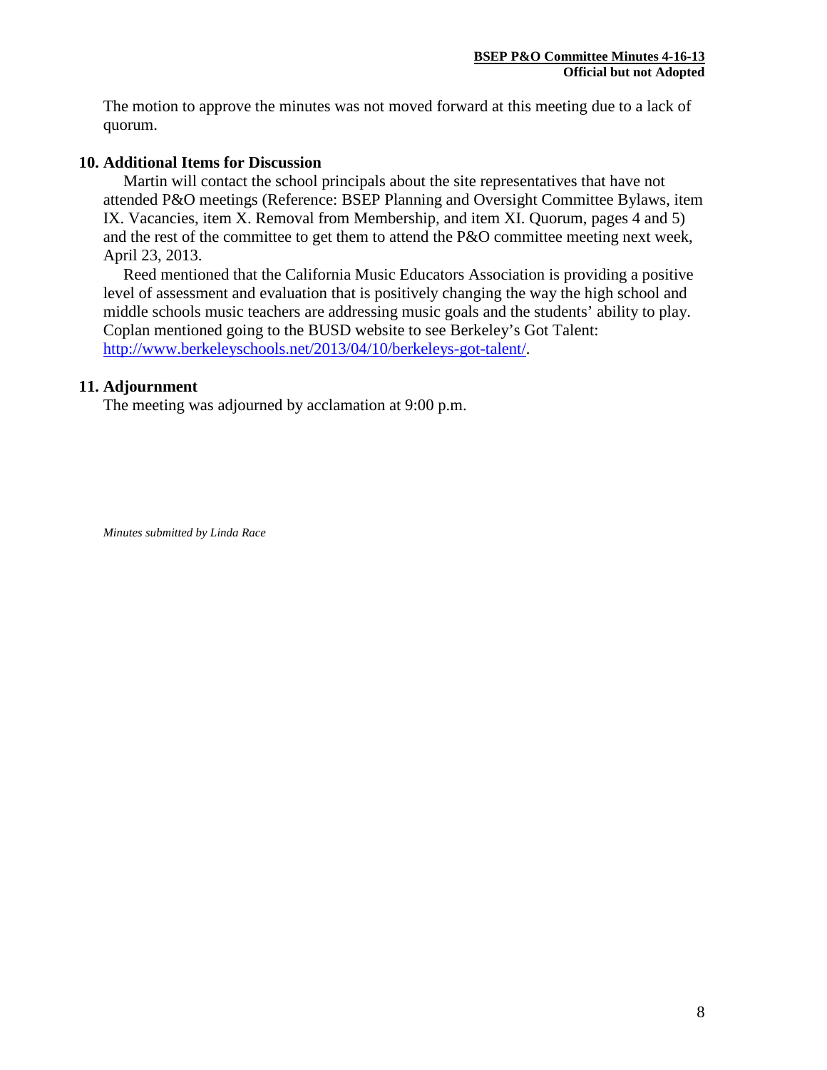The motion to approve the minutes was not moved forward at this meeting due to a lack of quorum.

### 10. Additional Items for Discussion

Martin will contact the school principals about the site representatives that have not attended P&O meetings (Reference: BSEP Planning and Oversight Committee Bylaws, item IX. Vacancies, item X. Removal from Membership, and item XI. Quorum, pages 4 and 5) and the rest of the committee to get them to attend the P&O committee meeting next week, April 23, 2013.

Reed mentioned that the California Music Educators Association is providing a positive level of assessment and evaluation that is positively changing the way the high school and middle schools music teachers are addressing music goals and the students' ability to play. Coplan mentioned going to the BUSD website to see Berkeley's Got Talent: http://www.berkeleyschools.net/2013/04/10/berkeleys-got-talent/.

### 11. Adjournment

The meeting was adjourned by acclamation at 9:00 p.m.

*Minutes submitted by Linda Race*